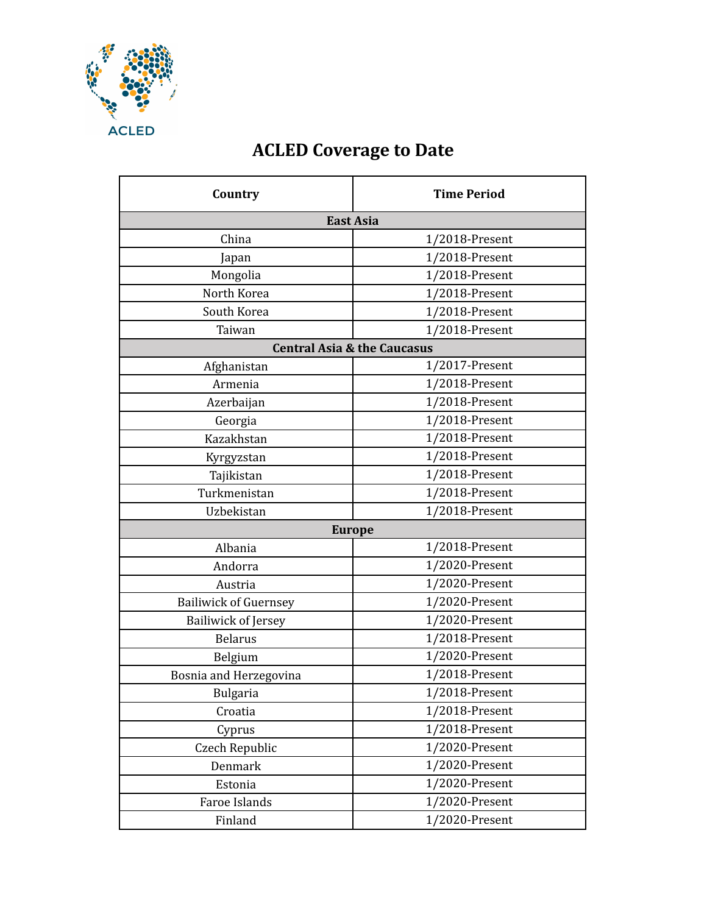ACLED

# ACLED Coverage to Date

| Country | Time Period |
|---|---|
| **East Asia** | |
| China | 1/2018-Present |
| Japan | 1/2018-Present |
| Mongolia | 1/2018-Present |
| North Korea | 1/2018-Present |
| South Korea | 1/2018-Present |
| Taiwan | 1/2018-Present |
| **Central Asia & the Caucasus** | |
| Afghanistan | 1/2017-Present |
| Armenia | 1/2018-Present |
| Azerbaijan | 1/2018-Present |
| Georgia | 1/2018-Present |
| Kazakhstan | 1/2018-Present |
| Kyrgyzstan | 1/2018-Present |
| Tajikistan | 1/2018-Present |
| Turkmenistan | 1/2018-Present |
| Uzbekistan | 1/2018-Present |
| **Europe** | |
| Albania | 1/2018-Present |
| Andorra | 1/2020-Present |
| Austria | 1/2020-Present |
| Bailiwick of Guernsey | 1/2020-Present |
| Bailiwick of Jersey | 1/2020-Present |
| Belarus | 1/2018-Present |
| Belgium | 1/2020-Present |
| Bosnia and Herzegovina | 1/2018-Present |
| Bulgaria | 1/2018-Present |
| Croatia | 1/2018-Present |
| Cyprus | 1/2018-Present |
| Czech Republic | 1/2020-Present |
| Denmark | 1/2020-Present |
| Estonia | 1/2020-Present |
| Faroe Islands | 1/2020-Present |
| Finland | 1/2020-Present |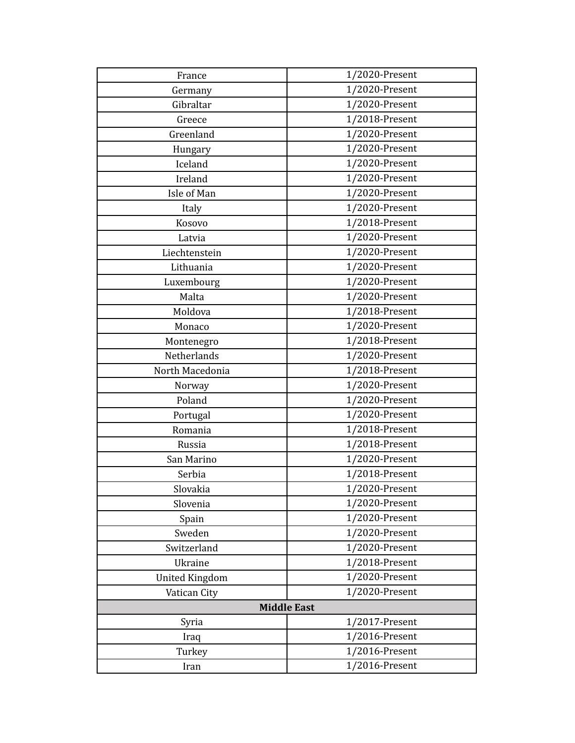| | |
|---|---|
| France | 1/2020-Present |
| Germany | 1/2020-Present |
| Gibraltar | 1/2020-Present |
| Greece | 1/2018-Present |
| Greenland | 1/2020-Present |
| Hungary | 1/2020-Present |
| Iceland | 1/2020-Present |
| Ireland | 1/2020-Present |
| Isle of Man | 1/2020-Present |
| Italy | 1/2020-Present |
| Kosovo | 1/2018-Present |
| Latvia | 1/2020-Present |
| Liechtenstein | 1/2020-Present |
| Lithuania | 1/2020-Present |
| Luxembourg | 1/2020-Present |
| Malta | 1/2020-Present |
| Moldova | 1/2018-Present |
| Monaco | 1/2020-Present |
| Montenegro | 1/2018-Present |
| Netherlands | 1/2020-Present |
| North Macedonia | 1/2018-Present |
| Norway | 1/2020-Present |
| Poland | 1/2020-Present |
| Portugal | 1/2020-Present |
| Romania | 1/2018-Present |
| Russia | 1/2018-Present |
| San Marino | 1/2020-Present |
| Serbia | 1/2018-Present |
| Slovakia | 1/2020-Present |
| Slovenia | 1/2020-Present |
| Spain | 1/2020-Present |
| Sweden | 1/2020-Present |
| Switzerland | 1/2020-Present |
| Ukraine | 1/2018-Present |
| United Kingdom | 1/2020-Present |
| Vatican City | 1/2020-Present |
| **Middle East** | |
| Syria | 1/2017-Present |
| Iraq | 1/2016-Present |
| Turkey | 1/2016-Present |
| Iran | 1/2016-Present |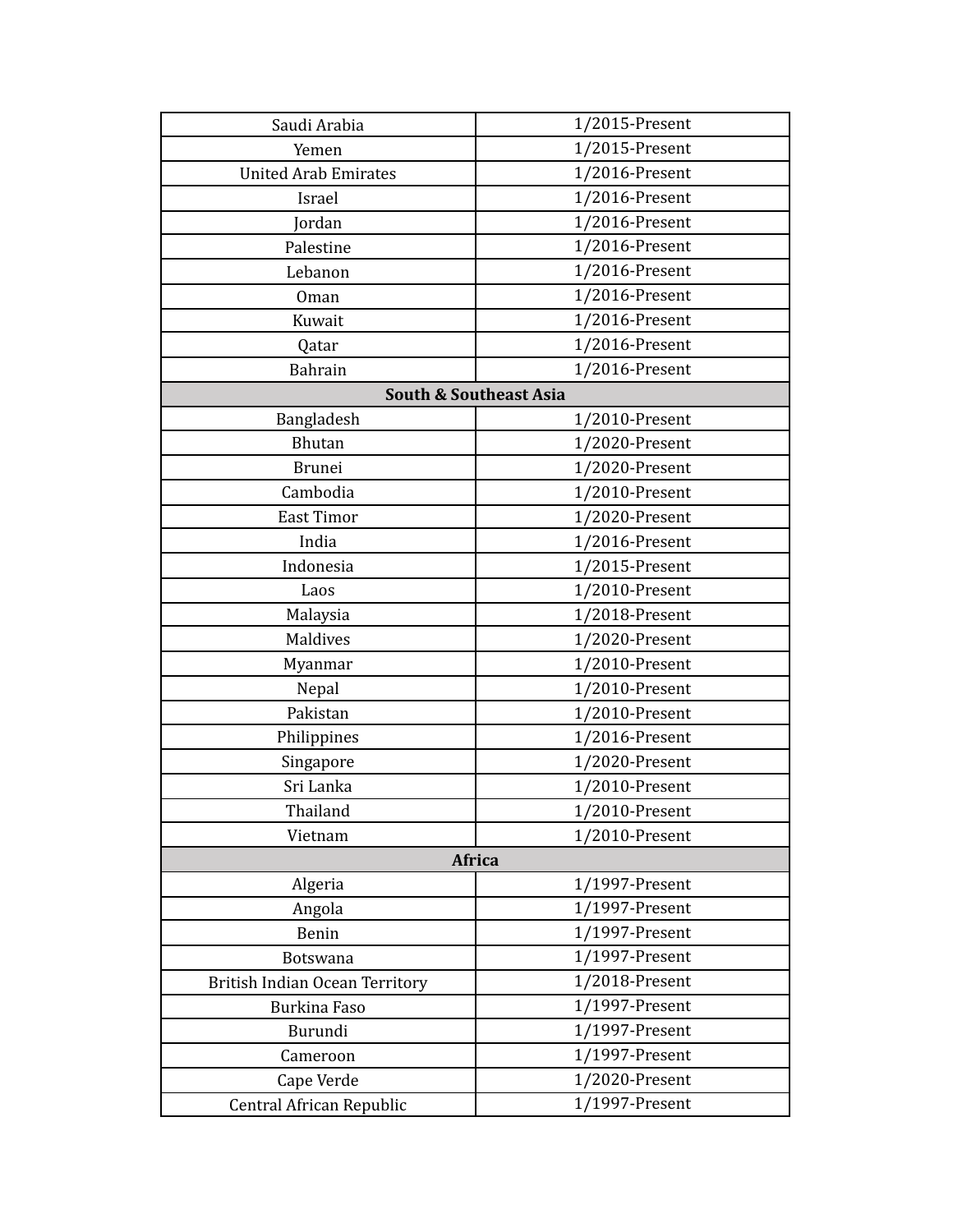| | |
|---|---|
| Saudi Arabia | 1/2015-Present |
| Yemen | 1/2015-Present |
| United Arab Emirates | 1/2016-Present |
| Israel | 1/2016-Present |
| Jordan | 1/2016-Present |
| Palestine | 1/2016-Present |
| Lebanon | 1/2016-Present |
| Oman | 1/2016-Present |
| Kuwait | 1/2016-Present |
| Qatar | 1/2016-Present |
| Bahrain | 1/2016-Present |
| **South & Southeast Asia** | |
| Bangladesh | 1/2010-Present |
| Bhutan | 1/2020-Present |
| Brunei | 1/2020-Present |
| Cambodia | 1/2010-Present |
| East Timor | 1/2020-Present |
| India | 1/2016-Present |
| Indonesia | 1/2015-Present |
| Laos | 1/2010-Present |
| Malaysia | 1/2018-Present |
| Maldives | 1/2020-Present |
| Myanmar | 1/2010-Present |
| Nepal | 1/2010-Present |
| Pakistan | 1/2010-Present |
| Philippines | 1/2016-Present |
| Singapore | 1/2020-Present |
| Sri Lanka | 1/2010-Present |
| Thailand | 1/2010-Present |
| Vietnam | 1/2010-Present |
| **Africa** | |
| Algeria | 1/1997-Present |
| Angola | 1/1997-Present |
| Benin | 1/1997-Present |
| Botswana | 1/1997-Present |
| British Indian Ocean Territory | 1/2018-Present |
| Burkina Faso | 1/1997-Present |
| Burundi | 1/1997-Present |
| Cameroon | 1/1997-Present |
| Cape Verde | 1/2020-Present |
| Central African Republic | 1/1997-Present |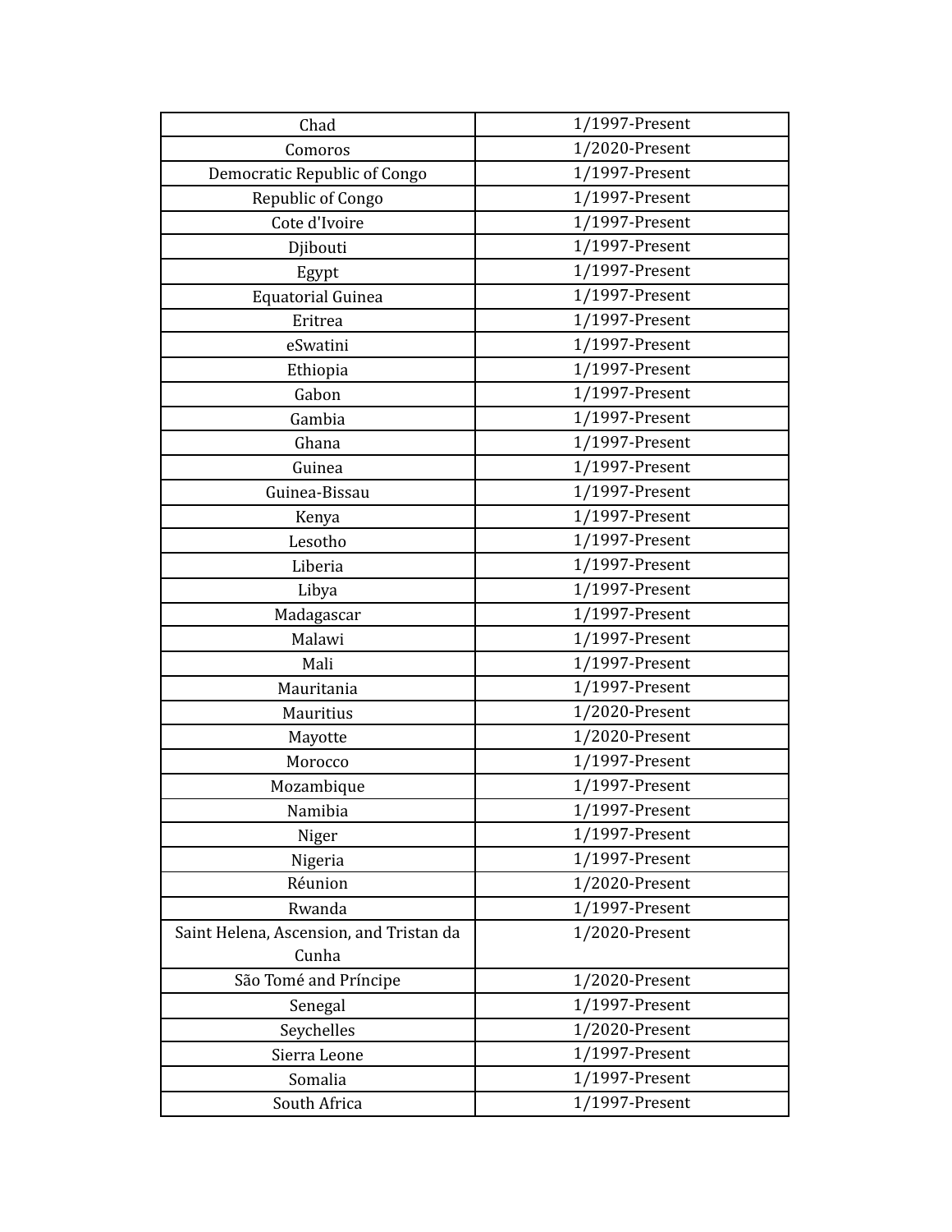| Chad | 1/1997-Present |
| --- | --- |
| Comoros | 1/2020-Present |
| Democratic Republic of Congo | 1/1997-Present |
| Republic of Congo | 1/1997-Present |
| Cote d'Ivoire | 1/1997-Present |
| Djibouti | 1/1997-Present |
| Egypt | 1/1997-Present |
| Equatorial Guinea | 1/1997-Present |
| Eritrea | 1/1997-Present |
| eSwatini | 1/1997-Present |
| Ethiopia | 1/1997-Present |
| Gabon | 1/1997-Present |
| Gambia | 1/1997-Present |
| Ghana | 1/1997-Present |
| Guinea | 1/1997-Present |
| Guinea-Bissau | 1/1997-Present |
| Kenya | 1/1997-Present |
| Lesotho | 1/1997-Present |
| Liberia | 1/1997-Present |
| Libya | 1/1997-Present |
| Madagascar | 1/1997-Present |
| Malawi | 1/1997-Present |
| Mali | 1/1997-Present |
| Mauritania | 1/1997-Present |
| Mauritius | 1/2020-Present |
| Mayotte | 1/2020-Present |
| Morocco | 1/1997-Present |
| Mozambique | 1/1997-Present |
| Namibia | 1/1997-Present |
| Niger | 1/1997-Present |
| Nigeria | 1/1997-Present |
| Réunion | 1/2020-Present |
| Rwanda | 1/1997-Present |
| Saint Helena, Ascension, and Tristan da Cunha | 1/2020-Present |
| São Tomé and Príncipe | 1/2020-Present |
| Senegal | 1/1997-Present |
| Seychelles | 1/2020-Present |
| Sierra Leone | 1/1997-Present |
| Somalia | 1/1997-Present |
| South Africa | 1/1997-Present |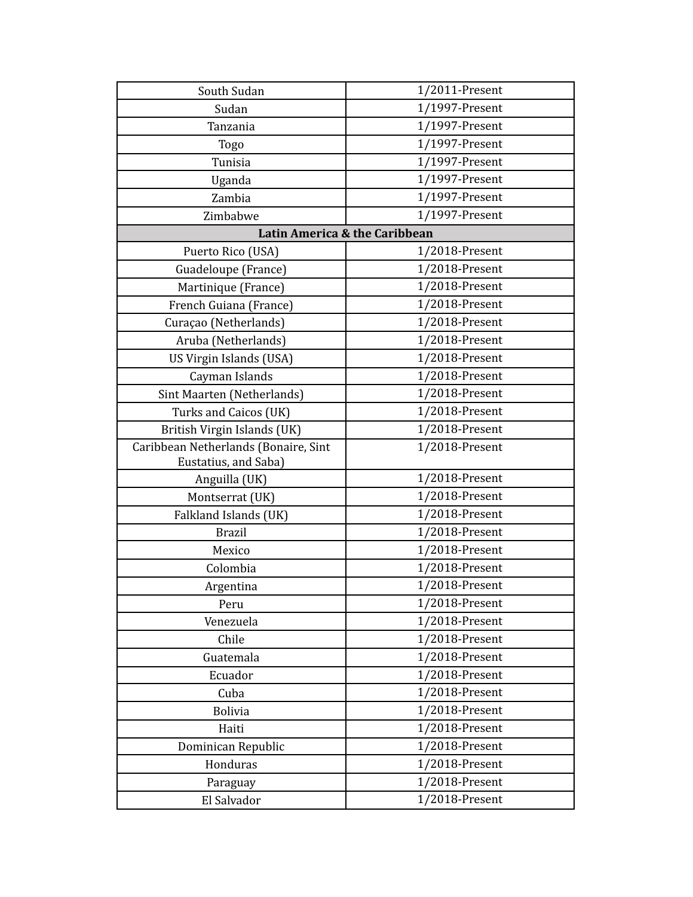| | |
|---|---|
| South Sudan | 1/2011-Present |
| Sudan | 1/1997-Present |
| Tanzania | 1/1997-Present |
| Togo | 1/1997-Present |
| Tunisia | 1/1997-Present |
| Uganda | 1/1997-Present |
| Zambia | 1/1997-Present |
| Zimbabwe | 1/1997-Present |
| **Latin America & the Caribbean** | |
| Puerto Rico (USA) | 1/2018-Present |
| Guadeloupe (France) | 1/2018-Present |
| Martinique (France) | 1/2018-Present |
| French Guiana (France) | 1/2018-Present |
| Curaçao (Netherlands) | 1/2018-Present |
| Aruba (Netherlands) | 1/2018-Present |
| US Virgin Islands (USA) | 1/2018-Present |
| Cayman Islands | 1/2018-Present |
| Sint Maarten (Netherlands) | 1/2018-Present |
| Turks and Caicos (UK) | 1/2018-Present |
| British Virgin Islands (UK) | 1/2018-Present |
| Caribbean Netherlands (Bonaire, Sint Eustatius, and Saba) | 1/2018-Present |
| Anguilla (UK) | 1/2018-Present |
| Montserrat (UK) | 1/2018-Present |
| Falkland Islands (UK) | 1/2018-Present |
| Brazil | 1/2018-Present |
| Mexico | 1/2018-Present |
| Colombia | 1/2018-Present |
| Argentina | 1/2018-Present |
| Peru | 1/2018-Present |
| Venezuela | 1/2018-Present |
| Chile | 1/2018-Present |
| Guatemala | 1/2018-Present |
| Ecuador | 1/2018-Present |
| Cuba | 1/2018-Present |
| Bolivia | 1/2018-Present |
| Haiti | 1/2018-Present |
| Dominican Republic | 1/2018-Present |
| Honduras | 1/2018-Present |
| Paraguay | 1/2018-Present |
| El Salvador | 1/2018-Present |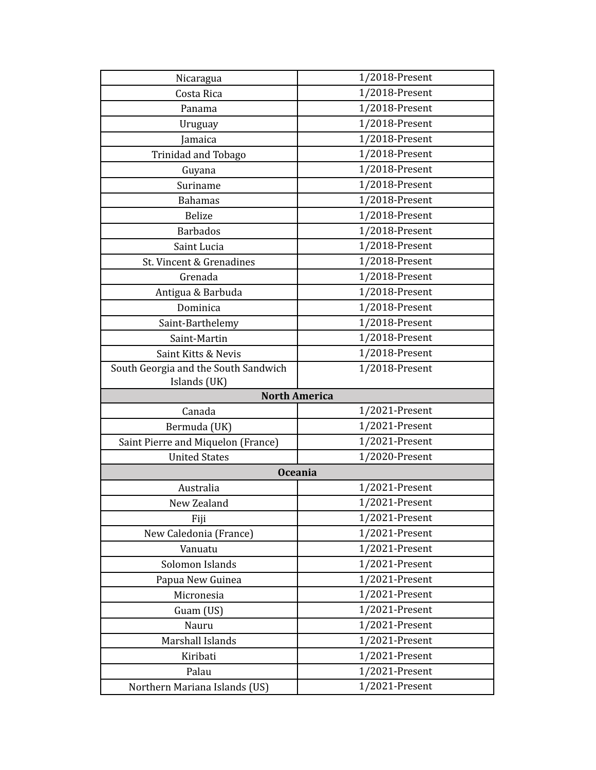| | |
|---|---|
| Nicaragua | 1/2018-Present |
| Costa Rica | 1/2018-Present |
| Panama | 1/2018-Present |
| Uruguay | 1/2018-Present |
| Jamaica | 1/2018-Present |
| Trinidad and Tobago | 1/2018-Present |
| Guyana | 1/2018-Present |
| Suriname | 1/2018-Present |
| Bahamas | 1/2018-Present |
| Belize | 1/2018-Present |
| Barbados | 1/2018-Present |
| Saint Lucia | 1/2018-Present |
| St. Vincent & Grenadines | 1/2018-Present |
| Grenada | 1/2018-Present |
| Antigua & Barbuda | 1/2018-Present |
| Dominica | 1/2018-Present |
| Saint-Barthelemy | 1/2018-Present |
| Saint-Martin | 1/2018-Present |
| Saint Kitts & Nevis | 1/2018-Present |
| South Georgia and the South Sandwich Islands (UK) | 1/2018-Present |
| **North America** | |
| Canada | 1/2021-Present |
| Bermuda (UK) | 1/2021-Present |
| Saint Pierre and Miquelon (France) | 1/2021-Present |
| United States | 1/2020-Present |
| **Oceania** | |
| Australia | 1/2021-Present |
| New Zealand | 1/2021-Present |
| Fiji | 1/2021-Present |
| New Caledonia (France) | 1/2021-Present |
| Vanuatu | 1/2021-Present |
| Solomon Islands | 1/2021-Present |
| Papua New Guinea | 1/2021-Present |
| Micronesia | 1/2021-Present |
| Guam (US) | 1/2021-Present |
| Nauru | 1/2021-Present |
| Marshall Islands | 1/2021-Present |
| Kiribati | 1/2021-Present |
| Palau | 1/2021-Present |
| Northern Mariana Islands (US) | 1/2021-Present |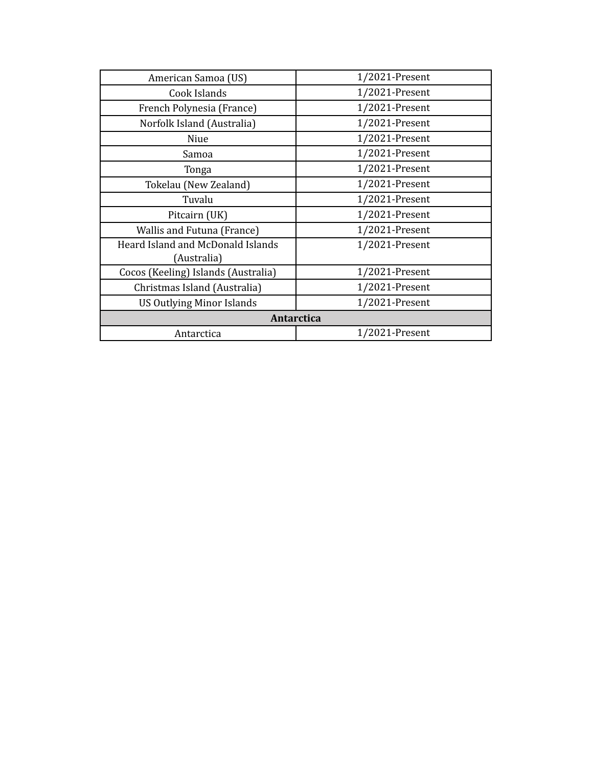| | |
|---|---|
| American Samoa (US) | 1/2021-Present |
| Cook Islands | 1/2021-Present |
| French Polynesia (France) | 1/2021-Present |
| Norfolk Island (Australia) | 1/2021-Present |
| Niue | 1/2021-Present |
| Samoa | 1/2021-Present |
| Tonga | 1/2021-Present |
| Tokelau (New Zealand) | 1/2021-Present |
| Tuvalu | 1/2021-Present |
| Pitcairn (UK) | 1/2021-Present |
| Wallis and Futuna (France) | 1/2021-Present |
| Heard Island and McDonald Islands (Australia) | 1/2021-Present |
| Cocos (Keeling) Islands (Australia) | 1/2021-Present |
| Christmas Island (Australia) | 1/2021-Present |
| US Outlying Minor Islands | 1/2021-Present |
| **Antarctica** | |
| Antarctica | 1/2021-Present |